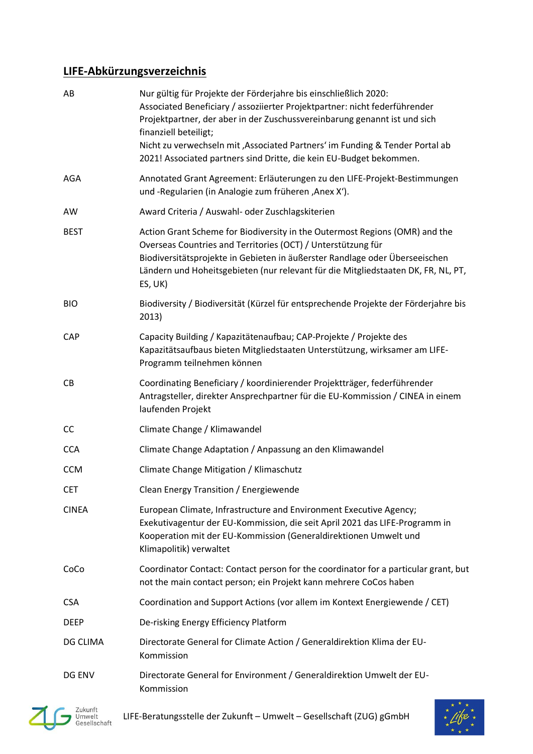## LIFE-Abkürzungsverzeichnis

| | |
|---|---|
| AB | Nur gültig für Projekte der Förderjahre bis einschließlich 2020: Associated Beneficiary / assoziierter Projektpartner: nicht federführender Projektpartner, der aber in der Zuschussvereinbarung genannt ist und sich finanziell beteiligt; Nicht zu verwechseln mit ‚Associated Partners' im Funding & Tender Portal ab 2021! Associated partners sind Dritte, die kein EU-Budget bekommen. |
| AGA | Annotated Grant Agreement: Erläuterungen zu den LIFE-Projekt-Bestimmungen und -Regularien (in Analogie zum früheren ‚Anex X'). |
| AW | Award Criteria / Auswahl- oder Zuschlagskiterien |
| BEST | Action Grant Scheme for Biodiversity in the Outermost Regions (OMR) and the Overseas Countries and Territories (OCT) / Unterstützung für Biodiversitätsprojekte in Gebieten in äußerster Randlage oder Überseeischen Ländern und Hoheitsgebieten (nur relevant für die Mitgliedstaaten DK, FR, NL, PT, ES, UK) |
| BIO | Biodiversity / Biodiversität (Kürzel für entsprechende Projekte der Förderjahre bis 2013) |
| CAP | Capacity Building / Kapazitätenaufbau; CAP-Projekte / Projekte des Kapazitätsaufbaus bieten Mitgliedstaaten Unterstützung, wirksamer am LIFE-Programm teilnehmen können |
| CB | Coordinating Beneficiary / koordinierender Projektträger, federführender Antragsteller, direkter Ansprechpartner für die EU-Kommission / CINEA in einem laufenden Projekt |
| CC | Climate Change / Klimawandel |
| CCA | Climate Change Adaptation / Anpassung an den Klimawandel |
| CCM | Climate Change Mitigation / Klimaschutz |
| CET | Clean Energy Transition / Energiewende |
| CINEA | European Climate, Infrastructure and Environment Executive Agency; Exekutivagentur der EU-Kommission, die seit April 2021 das LIFE-Programm in Kooperation mit der EU-Kommission (Generaldirektionen Umwelt und Klimapolitik) verwaltet |
| CoCo | Coordinator Contact: Contact person for the coordinator for a particular grant, but not the main contact person; ein Projekt kann mehrere CoCos haben |
| CSA | Coordination and Support Actions (vor allem im Kontext Energiewende / CET) |
| DEEP | De-risking Energy Efficiency Platform |
| DG CLIMA | Directorate General for Climate Action / Generaldirektion Klima der EU-Kommission |
| DG ENV | Directorate General for Environment / Generaldirektion Umwelt der EU-Kommission |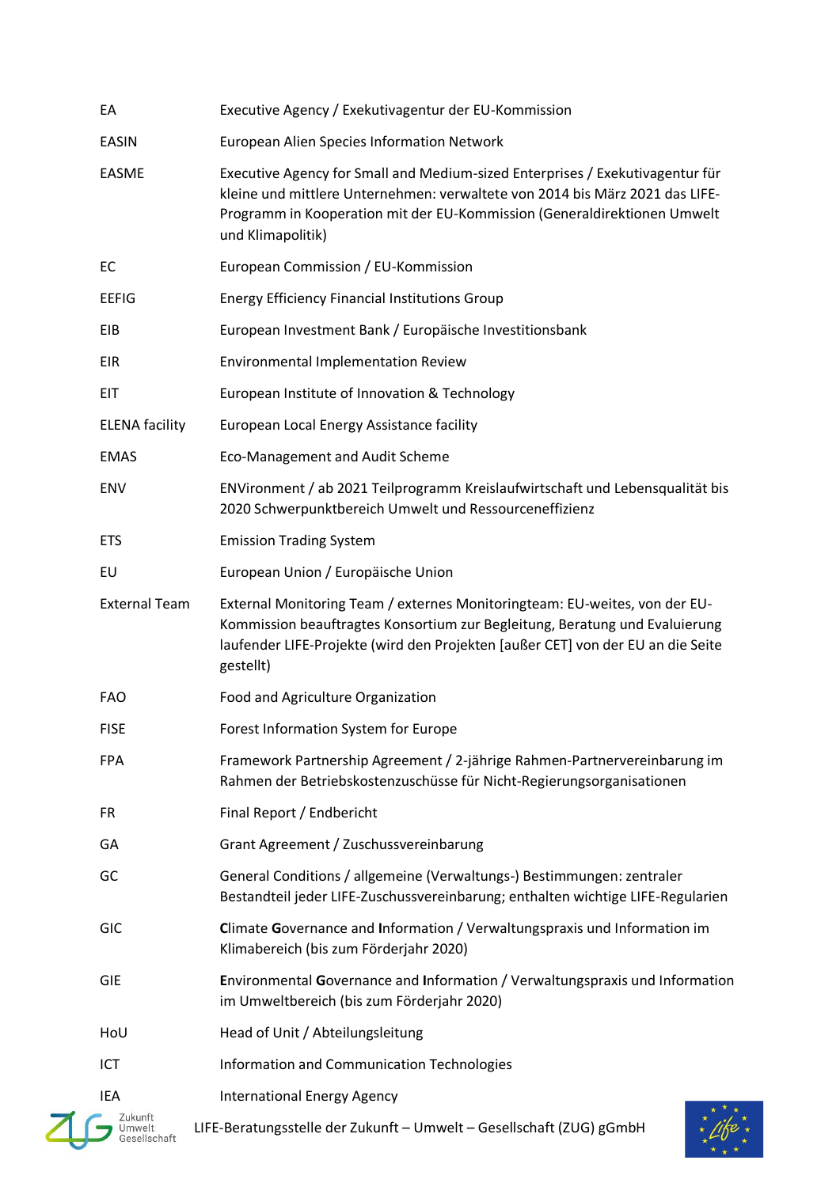| | |
|---|---|
| EA | Executive Agency / Exekutivagentur der EU-Kommission |
| EASIN | European Alien Species Information Network |
| EASME | Executive Agency for Small and Medium-sized Enterprises / Exekutivagentur für kleine und mittlere Unternehmen: verwaltete von 2014 bis März 2021 das LIFE-Programm in Kooperation mit der EU-Kommission (Generaldirektionen Umwelt und Klimapolitik) |
| EC | European Commission / EU-Kommission |
| EEFIG | Energy Efficiency Financial Institutions Group |
| EIB | European Investment Bank / Europäische Investitionsbank |
| EIR | Environmental Implementation Review |
| EIT | European Institute of Innovation & Technology |
| ELENA facility | European Local Energy Assistance facility |
| EMAS | Eco-Management and Audit Scheme |
| ENV | ENVironment / ab 2021 Teilprogramm Kreislaufwirtschaft und Lebensqualität bis 2020 Schwerpunktbereich Umwelt und Ressourceneffizienz |
| ETS | Emission Trading System |
| EU | European Union / Europäische Union |
| External Team | External Monitoring Team / externes Monitoringteam: EU-weites, von der EU-Kommission beauftragtes Konsortium zur Begleitung, Beratung und Evaluierung laufender LIFE-Projekte (wird den Projekten [außer CET] von der EU an die Seite gestellt) |
| FAO | Food and Agriculture Organization |
| FISE | Forest Information System for Europe |
| FPA | Framework Partnership Agreement / 2-jährige Rahmen-Partnervereinbarung im Rahmen der Betriebskostenzuschüsse für Nicht-Regierungsorganisationen |
| FR | Final Report / Endbericht |
| GA | Grant Agreement / Zuschussvereinbarung |
| GC | General Conditions / allgemeine (Verwaltungs-) Bestimmungen: zentraler Bestandteil jeder LIFE-Zuschussvereinbarung; enthalten wichtige LIFE-Regularien |
| GIC | **C**limate **G**overnance and **I**nformation / Verwaltungspraxis und Information im Klimabereich (bis zum Förderjahr 2020) |
| GIE | **E**nvironmental **G**overnance and **I**nformation / Verwaltungspraxis und Information im Umweltbereich (bis zum Förderjahr 2020) |
| HoU | Head of Unit / Abteilungsleitung |
| ICT | Information and Communication Technologies |
| IEA | International Energy Agency |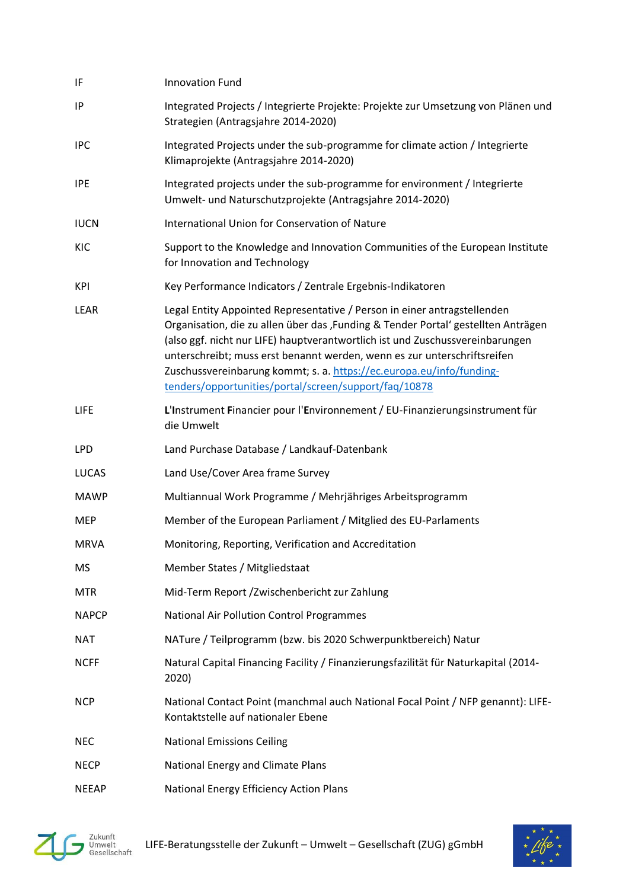| | |
|---|---|
| IF | Innovation Fund |
| IP | Integrated Projects / Integrierte Projekte: Projekte zur Umsetzung von Plänen und Strategien (Antragsjahre 2014-2020) |
| IPC | Integrated Projects under the sub-programme for climate action / Integrierte Klimaprojekte (Antragsjahre 2014-2020) |
| IPE | Integrated projects under the sub-programme for environment / Integrierte Umwelt- und Naturschutzprojekte (Antragsjahre 2014-2020) |
| IUCN | International Union for Conservation of Nature |
| KIC | Support to the Knowledge and Innovation Communities of the European Institute for Innovation and Technology |
| KPI | Key Performance Indicators / Zentrale Ergebnis-Indikatoren |
| LEAR | Legal Entity Appointed Representative / Person in einer antragstellenden Organisation, die zu allen über das ‚Funding & Tender Portal' gestellten Anträgen (also ggf. nicht nur LIFE) hauptverantwortlich ist und Zuschussvereinbarungen unterschreibt; muss erst benannt werden, wenn es zur unterschriftsreifen Zuschussvereinbarung kommt; s. a. [https://ec.europa.eu/info/funding-tenders/opportunities/portal/screen/support/faq/10878](https://ec.europa.eu/info/funding-tenders/opportunities/portal/screen/support/faq/10878) |
| LIFE | **L'I**nstrument **F**inancier pour l'**E**nvironnement / EU-Finanzierungsinstrument für die Umwelt |
| LPD | Land Purchase Database / Landkauf-Datenbank |
| LUCAS | Land Use/Cover Area frame Survey |
| MAWP | Multiannual Work Programme / Mehrjähriges Arbeitsprogramm |
| MEP | Member of the European Parliament / Mitglied des EU-Parlaments |
| MRVA | Monitoring, Reporting, Verification and Accreditation |
| MS | Member States / Mitgliedstaat |
| MTR | Mid-Term Report /Zwischenbericht zur Zahlung |
| NAPCP | National Air Pollution Control Programmes |
| NAT | NATure / Teilprogramm (bzw. bis 2020 Schwerpunktbereich) Natur |
| NCFF | Natural Capital Financing Facility / Finanzierungsfazilität für Naturkapital (2014-2020) |
| NCP | National Contact Point (manchmal auch National Focal Point / NFP genannt): LIFE-Kontaktstelle auf nationaler Ebene |
| NEC | National Emissions Ceiling |
| NECP | National Energy and Climate Plans |
| NEEAP | National Energy Efficiency Action Plans |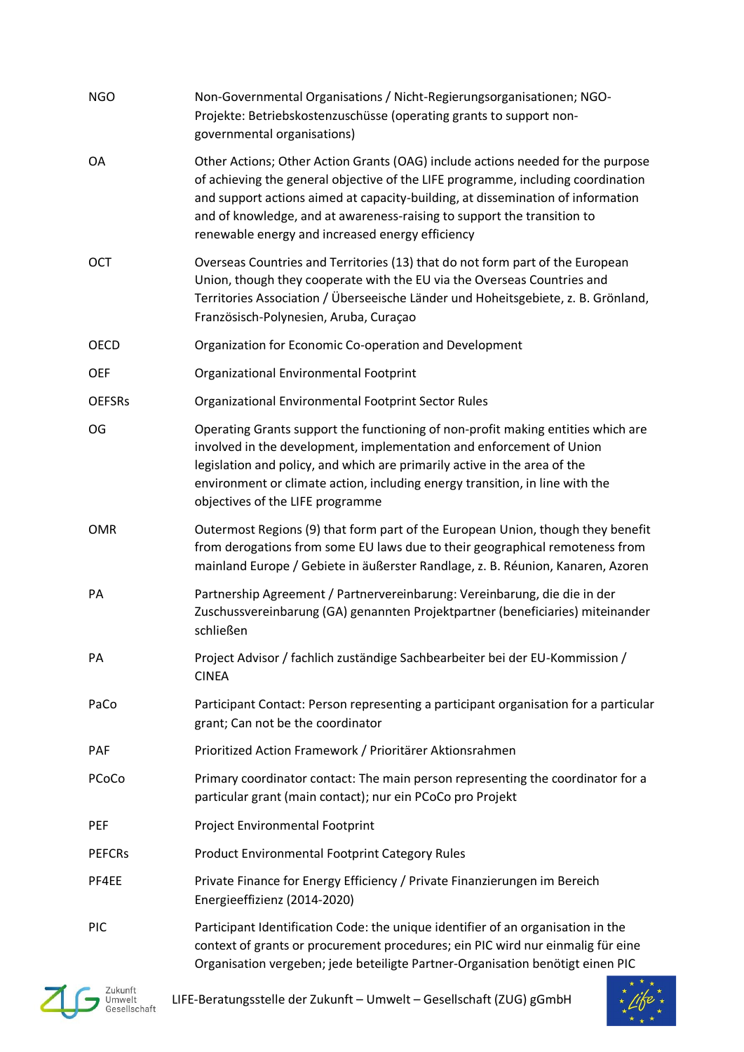| | |
|---|---|
| NGO | Non-Governmental Organisations / Nicht-Regierungsorganisationen; NGO-Projekte: Betriebskostenzuschüsse (operating grants to support non-governmental organisations) |
| OA | Other Actions; Other Action Grants (OAG) include actions needed for the purpose of achieving the general objective of the LIFE programme, including coordination and support actions aimed at capacity-building, at dissemination of information and of knowledge, and at awareness-raising to support the transition to renewable energy and increased energy efficiency |
| OCT | Overseas Countries and Territories (13) that do not form part of the European Union, though they cooperate with the EU via the Overseas Countries and Territories Association / Überseeische Länder und Hoheitsgebiete, z. B. Grönland, Französisch-Polynesien, Aruba, Curaçao |
| OECD | Organization for Economic Co-operation and Development |
| OEF | Organizational Environmental Footprint |
| OEFSRs | Organizational Environmental Footprint Sector Rules |
| OG | Operating Grants support the functioning of non-profit making entities which are involved in the development, implementation and enforcement of Union legislation and policy, and which are primarily active in the area of the environment or climate action, including energy transition, in line with the objectives of the LIFE programme |
| OMR | Outermost Regions (9) that form part of the European Union, though they benefit from derogations from some EU laws due to their geographical remoteness from mainland Europe / Gebiete in äußerster Randlage, z. B. Réunion, Kanaren, Azoren |
| PA | Partnership Agreement / Partnervereinbarung: Vereinbarung, die die in der Zuschussvereinbarung (GA) genannten Projektpartner (beneficiaries) miteinander schließen |
| PA | Project Advisor / fachlich zuständige Sachbearbeiter bei der EU-Kommission / CINEA |
| PaCo | Participant Contact: Person representing a participant organisation for a particular grant; Can not be the coordinator |
| PAF | Prioritized Action Framework / Prioritärer Aktionsrahmen |
| PCoCo | Primary coordinator contact: The main person representing the coordinator for a particular grant (main contact); nur ein PCoCo pro Projekt |
| PEF | Project Environmental Footprint |
| PEFCRs | Product Environmental Footprint Category Rules |
| PF4EE | Private Finance for Energy Efficiency / Private Finanzierungen im Bereich Energieeffizienz (2014-2020) |
| PIC | Participant Identification Code: the unique identifier of an organisation in the context of grants or procurement procedures; ein PIC wird nur einmalig für eine Organisation vergeben; jede beteiligte Partner-Organisation benötigt einen PIC |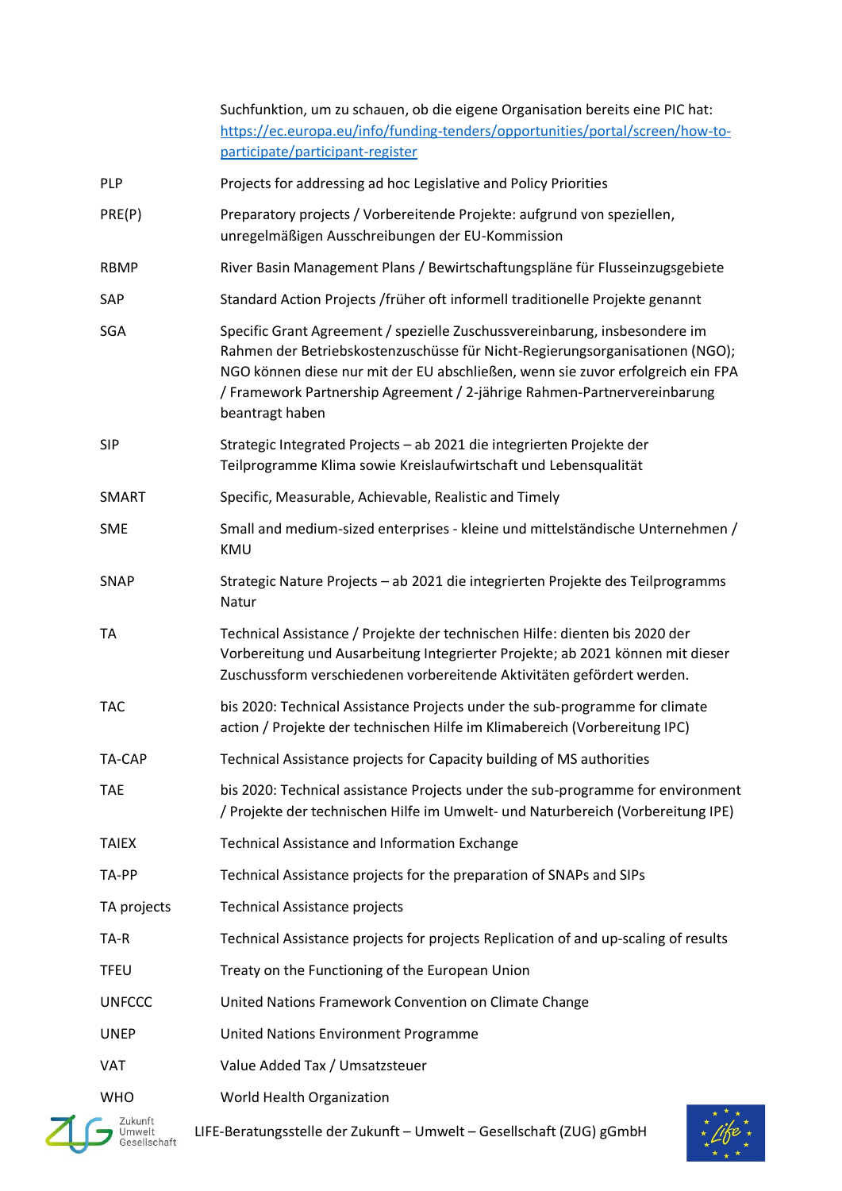| | |
|---|---|
| | Suchfunktion, um zu schauen, ob die eigene Organisation bereits eine PIC hat: https://ec.europa.eu/info/funding-tenders/opportunities/portal/screen/how-to-participate/participant-register |
| PLP | Projects for addressing ad hoc Legislative and Policy Priorities |
| PRE(P) | Preparatory projects / Vorbereitende Projekte: aufgrund von speziellen, unregelmäßigen Ausschreibungen der EU-Kommission |
| RBMP | River Basin Management Plans / Bewirtschaftungspläne für Flusseinzugsgebiete |
| SAP | Standard Action Projects /früher oft informell traditionelle Projekte genannt |
| SGA | Specific Grant Agreement / spezielle Zuschussvereinbarung, insbesondere im Rahmen der Betriebskostenzuschüsse für Nicht-Regierungsorganisationen (NGO); NGO können diese nur mit der EU abschließen, wenn sie zuvor erfolgreich ein FPA / Framework Partnership Agreement / 2-jährige Rahmen-Partnervereinbarung beantragt haben |
| SIP | Strategic Integrated Projects – ab 2021 die integrierten Projekte der Teilprogramme Klima sowie Kreislaufwirtschaft und Lebensqualität |
| SMART | Specific, Measurable, Achievable, Realistic and Timely |
| SME | Small and medium-sized enterprises - kleine und mittelständische Unternehmen / KMU |
| SNAP | Strategic Nature Projects – ab 2021 die integrierten Projekte des Teilprogramms Natur |
| TA | Technical Assistance / Projekte der technischen Hilfe: dienten bis 2020 der Vorbereitung und Ausarbeitung Integrierter Projekte; ab 2021 können mit dieser Zuschussform verschiedenen vorbereitende Aktivitäten gefördert werden. |
| TAC | bis 2020: Technical Assistance Projects under the sub-programme for climate action / Projekte der technischen Hilfe im Klimabereich (Vorbereitung IPC) |
| TA-CAP | Technical Assistance projects for Capacity building of MS authorities |
| TAE | bis 2020: Technical assistance Projects under the sub-programme for environment / Projekte der technischen Hilfe im Umwelt- und Naturbereich (Vorbereitung IPE) |
| TAIEX | Technical Assistance and Information Exchange |
| TA-PP | Technical Assistance projects for the preparation of SNAPs and SIPs |
| TA projects | Technical Assistance projects |
| TA-R | Technical Assistance projects for projects Replication of and up-scaling of results |
| TFEU | Treaty on the Functioning of the European Union |
| UNFCCC | United Nations Framework Convention on Climate Change |
| UNEP | United Nations Environment Programme |
| VAT | Value Added Tax / Umsatzsteuer |
| WHO | World Health Organization |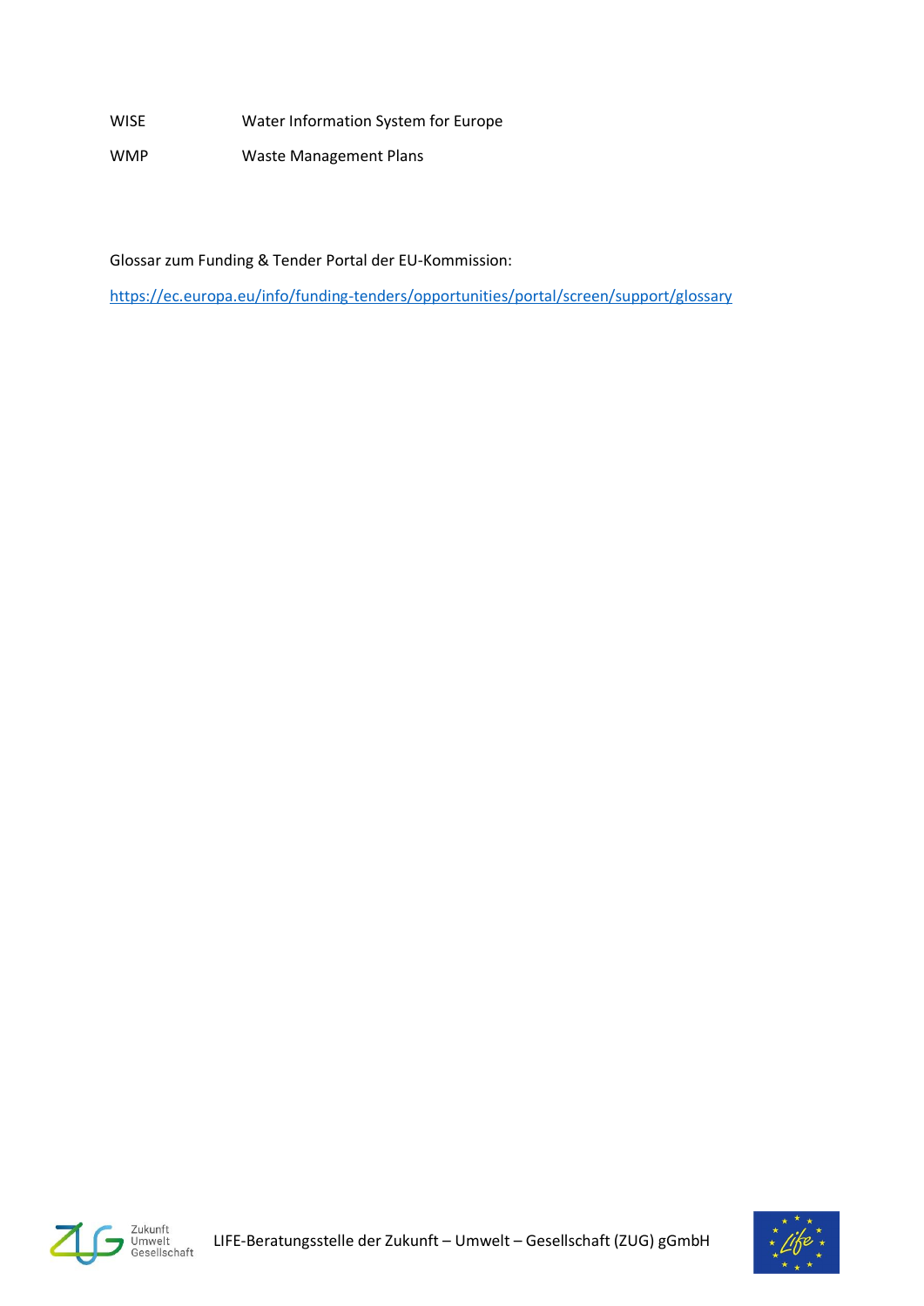| | |
|---|---|
| WISE | Water Information System for Europe |
| WMP | Waste Management Plans |

Glossar zum Funding & Tender Portal der EU-Kommission:

https://ec.europa.eu/info/funding-tenders/opportunities/portal/screen/support/glossary